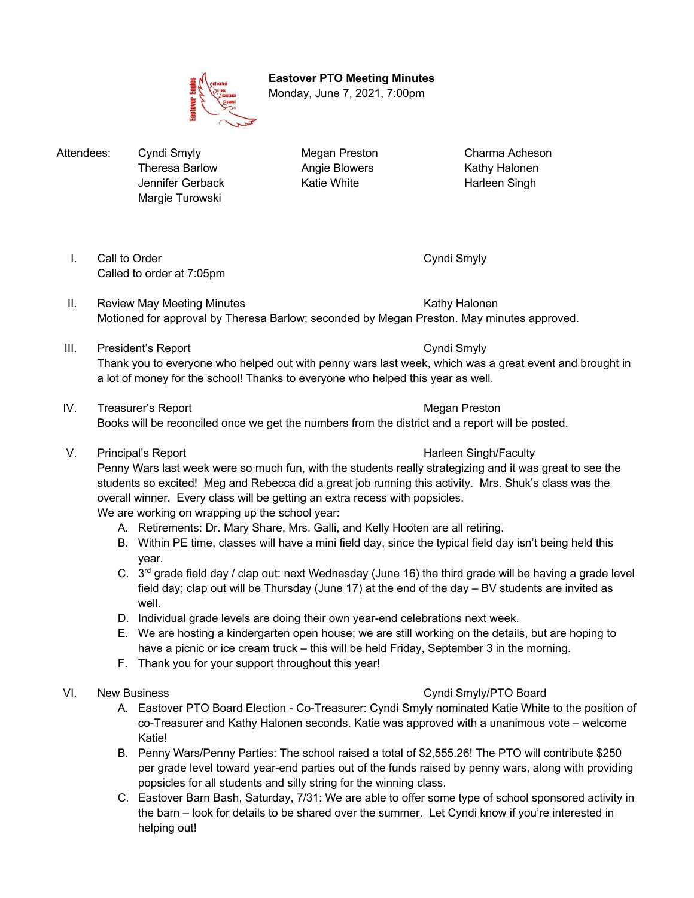**Eastover PTO Meeting Minutes**
Monday, June 7, 2021, 7:00pm

| Attendees: | | | |
|---|---|---|---|
| | Cyndi Smyly | Megan Preston | Charma Acheson |
| | Theresa Barlow | Angie Blowers | Kathy Halonen |
| | Jennifer Gerback | Katie White | Harleen Singh |
| | Margie Turowski | | |

I. Call to Order — Cyndi Smyly
Called to order at 7:05pm

II. Review May Meeting Minutes — Kathy Halonen
Motioned for approval by Theresa Barlow; seconded by Megan Preston. May minutes approved.

III. President's Report — Cyndi Smyly
Thank you to everyone who helped out with penny wars last week, which was a great event and brought in a lot of money for the school! Thanks to everyone who helped this year as well.

IV. Treasurer's Report — Megan Preston
Books will be reconciled once we get the numbers from the district and a report will be posted.

V. Principal's Report — Harleen Singh/Faculty
Penny Wars last week were so much fun, with the students really strategizing and it was great to see the students so excited! Meg and Rebecca did a great job running this activity. Mrs. Shuk's class was the overall winner. Every class will be getting an extra recess with popsicles.
We are working on wrapping up the school year:

A. Retirements: Dr. Mary Share, Mrs. Galli, and Kelly Hooten are all retiring.
B. Within PE time, classes will have a mini field day, since the typical field day isn't being held this year.
C. 3rd grade field day / clap out: next Wednesday (June 16) the third grade will be having a grade level field day; clap out will be Thursday (June 17) at the end of the day – BV students are invited as well.
D. Individual grade levels are doing their own year-end celebrations next week.
E. We are hosting a kindergarten open house; we are still working on the details, but are hoping to have a picnic or ice cream truck – this will be held Friday, September 3 in the morning.
F. Thank you for your support throughout this year!

VI. New Business — Cyndi Smyly/PTO Board

A. Eastover PTO Board Election - Co-Treasurer: Cyndi Smyly nominated Katie White to the position of co-Treasurer and Kathy Halonen seconds. Katie was approved with a unanimous vote – welcome Katie!
B. Penny Wars/Penny Parties: The school raised a total of $2,555.26! The PTO will contribute $250 per grade level toward year-end parties out of the funds raised by penny wars, along with providing popsicles for all students and silly string for the winning class.
C. Eastover Barn Bash, Saturday, 7/31: We are able to offer some type of school sponsored activity in the barn – look for details to be shared over the summer. Let Cyndi know if you're interested in helping out!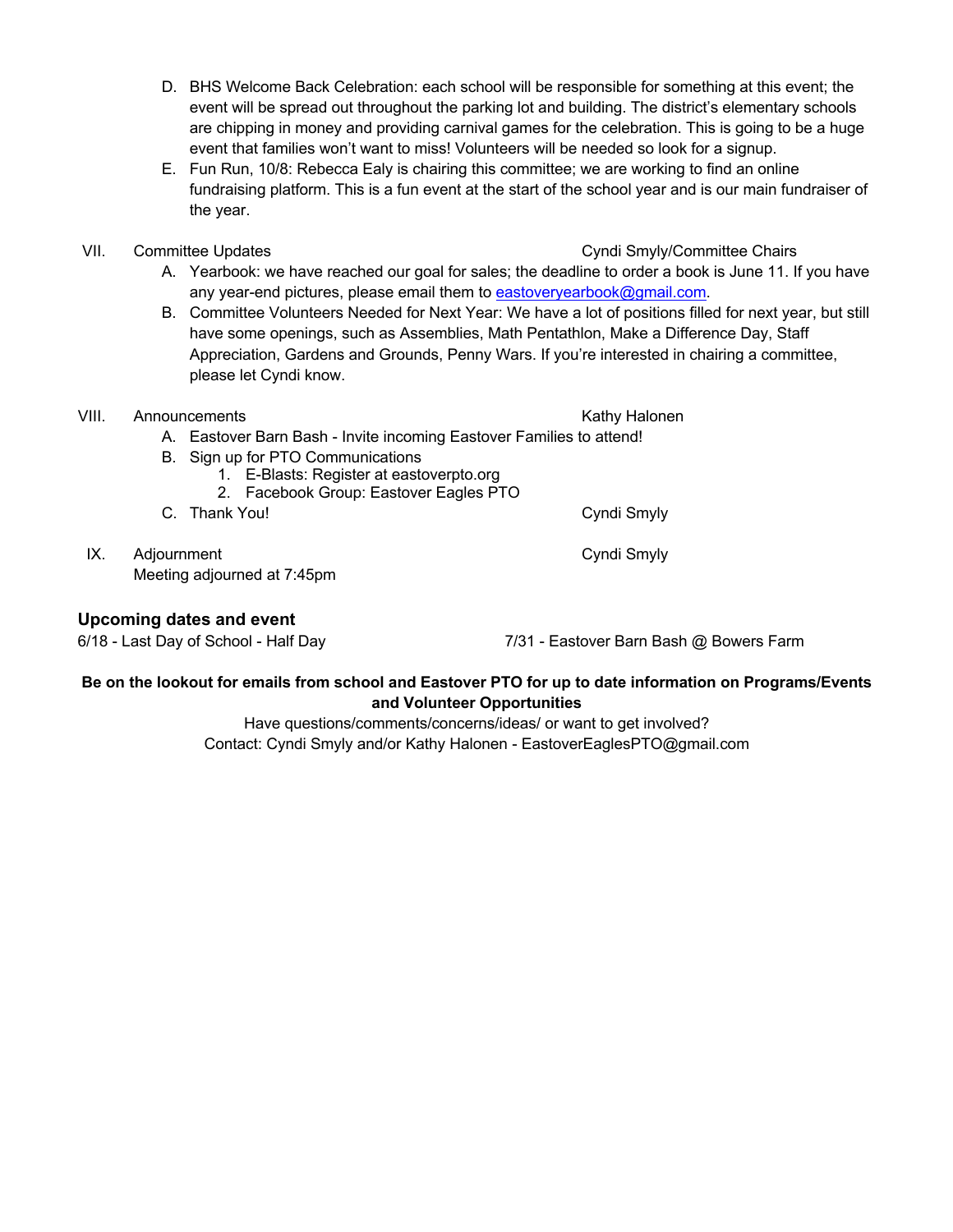D. BHS Welcome Back Celebration: each school will be responsible for something at this event; the event will be spread out throughout the parking lot and building. The district's elementary schools are chipping in money and providing carnival games for the celebration. This is going to be a huge event that families won't want to miss! Volunteers will be needed so look for a signup.

E. Fun Run, 10/8: Rebecca Ealy is chairing this committee; we are working to find an online fundraising platform. This is a fun event at the start of the school year and is our main fundraiser of the year.

VII. Committee Updates — Cyndi Smyly/Committee Chairs

A. Yearbook: we have reached our goal for sales; the deadline to order a book is June 11. If you have any year-end pictures, please email them to eastoveryearbook@gmail.com.

B. Committee Volunteers Needed for Next Year: We have a lot of positions filled for next year, but still have some openings, such as Assemblies, Math Pentathlon, Make a Difference Day, Staff Appreciation, Gardens and Grounds, Penny Wars. If you're interested in chairing a committee, please let Cyndi know.

VIII. Announcements — Kathy Halonen

A. Eastover Barn Bash - Invite incoming Eastover Families to attend!

B. Sign up for PTO Communications
   1. E-Blasts: Register at eastoverpto.org
   2. Facebook Group: Eastover Eagles PTO

C. Thank You! — Cyndi Smyly

IX. Adjournment — Cyndi Smyly

Meeting adjourned at 7:45pm

### Upcoming dates and event

6/18 - Last Day of School - Half Day

7/31 - Eastover Barn Bash @ Bowers Farm

**Be on the lookout for emails from school and Eastover PTO for up to date information on Programs/Events and Volunteer Opportunities**

Have questions/comments/concerns/ideas/ or want to get involved?
Contact: Cyndi Smyly and/or Kathy Halonen - EastoverEaglesPTO@gmail.com